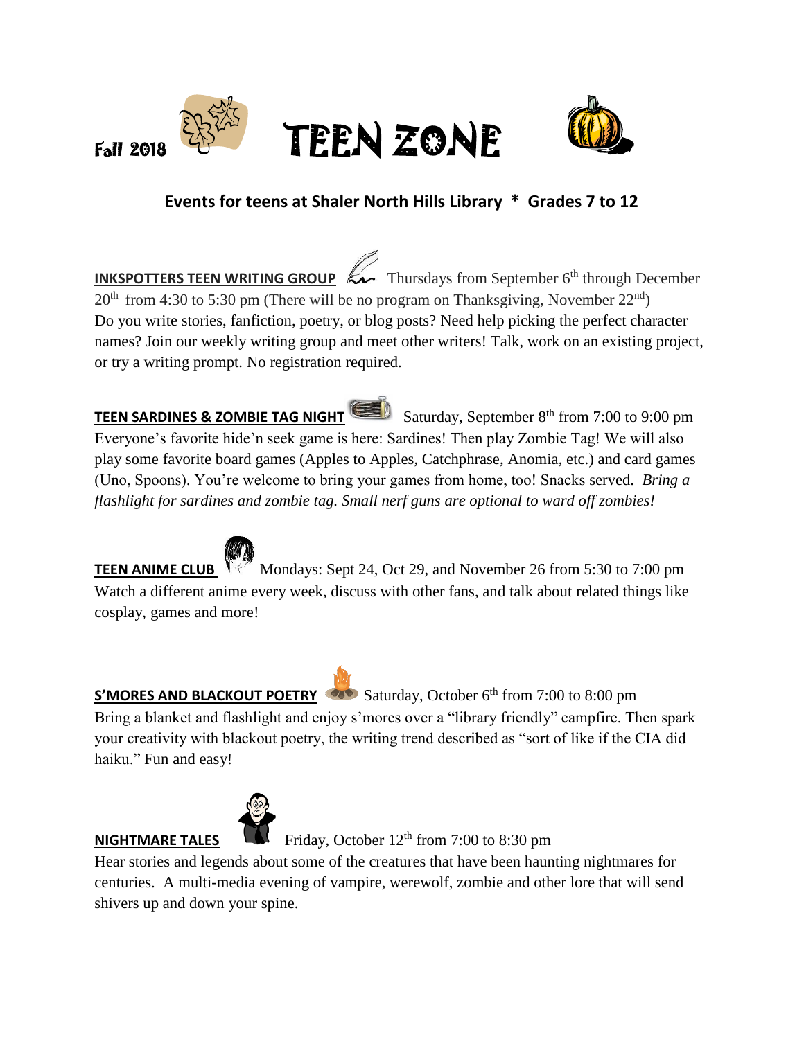Fall 2018

# TEEN ZONE

**Events for teens at Shaler North Hills Library * Grades 7 to 12**

**INKSPOTTERS TEEN WRITING GROUP** Thursdays from September 6th through December 20th from 4:30 to 5:30 pm (There will be no program on Thanksgiving, November 22nd)
Do you write stories, fanfiction, poetry, or blog posts? Need help picking the perfect character names? Join our weekly writing group and meet other writers! Talk, work on an existing project, or try a writing prompt. No registration required.

**TEEN SARDINES & ZOMBIE TAG NIGHT** Saturday, September 8th from 7:00 to 9:00 pm
Everyone's favorite hide'n seek game is here: Sardines! Then play Zombie Tag! We will also play some favorite board games (Apples to Apples, Catchphrase, Anomia, etc.) and card games (Uno, Spoons). You're welcome to bring your games from home, too! Snacks served. *Bring a flashlight for sardines and zombie tag. Small nerf guns are optional to ward off zombies!*

**TEEN ANIME CLUB** Mondays: Sept 24, Oct 29, and November 26 from 5:30 to 7:00 pm
Watch a different anime every week, discuss with other fans, and talk about related things like cosplay, games and more!

**S'MORES AND BLACKOUT POETRY** Saturday, October 6th from 7:00 to 8:00 pm
Bring a blanket and flashlight and enjoy s'mores over a "library friendly" campfire. Then spark your creativity with blackout poetry, the writing trend described as "sort of like if the CIA did haiku." Fun and easy!

**NIGHTMARE TALES** Friday, October 12th from 7:00 to 8:30 pm
Hear stories and legends about some of the creatures that have been haunting nightmares for centuries. A multi-media evening of vampire, werewolf, zombie and other lore that will send shivers up and down your spine.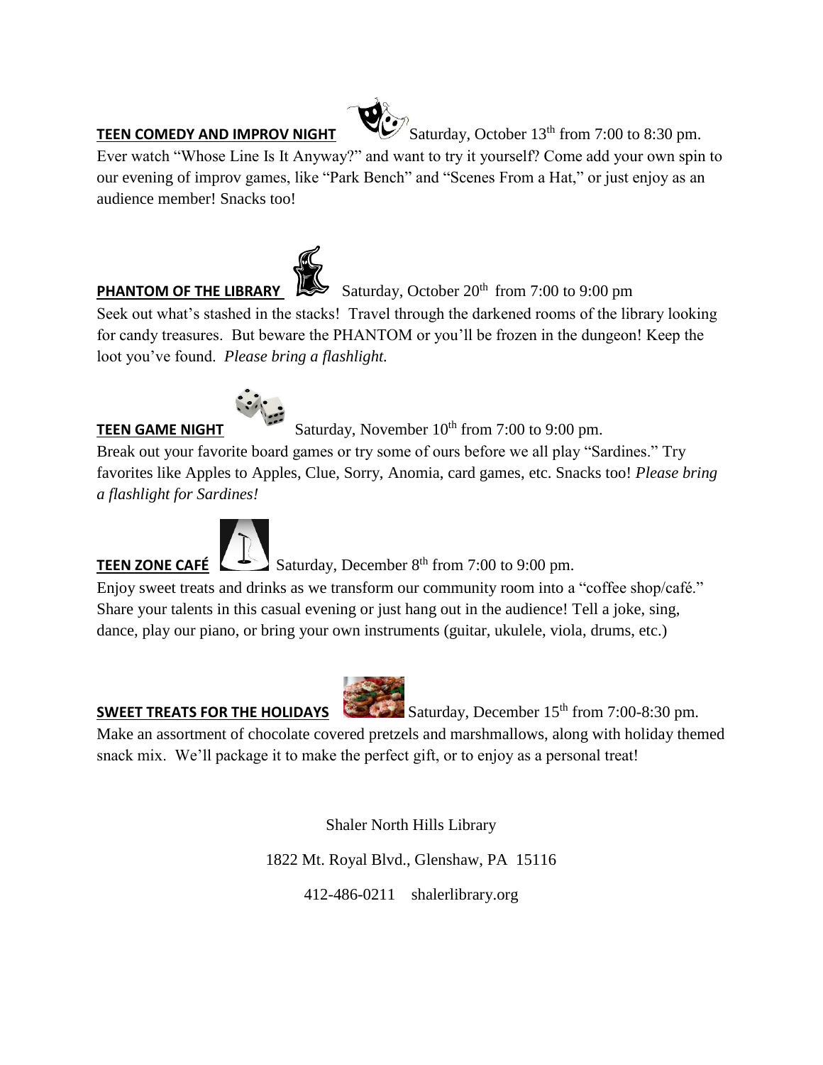**TEEN COMEDY AND IMPROV NIGHT** Saturday, October 13th from 7:00 to 8:30 pm.
Ever watch "Whose Line Is It Anyway?" and want to try it yourself? Come add your own spin to our evening of improv games, like "Park Bench" and "Scenes From a Hat," or just enjoy as an audience member! Snacks too!

**PHANTOM OF THE LIBRARY** Saturday, October 20th from 7:00 to 9:00 pm
Seek out what's stashed in the stacks! Travel through the darkened rooms of the library looking for candy treasures. But beware the PHANTOM or you'll be frozen in the dungeon! Keep the loot you've found. *Please bring a flashlight.*

**TEEN GAME NIGHT** Saturday, November 10th from 7:00 to 9:00 pm.
Break out your favorite board games or try some of ours before we all play "Sardines." Try favorites like Apples to Apples, Clue, Sorry, Anomia, card games, etc. Snacks too! *Please bring a flashlight for Sardines!*

**TEEN ZONE CAFÉ** Saturday, December 8th from 7:00 to 9:00 pm.
Enjoy sweet treats and drinks as we transform our community room into a "coffee shop/café." Share your talents in this casual evening or just hang out in the audience! Tell a joke, sing, dance, play our piano, or bring your own instruments (guitar, ukulele, viola, drums, etc.)

**SWEET TREATS FOR THE HOLIDAYS** Saturday, December 15th from 7:00-8:30 pm.
Make an assortment of chocolate covered pretzels and marshmallows, along with holiday themed snack mix. We'll package it to make the perfect gift, or to enjoy as a personal treat!

Shaler North Hills Library

1822 Mt. Royal Blvd., Glenshaw, PA 15116

412-486-0211 shalerlibrary.org